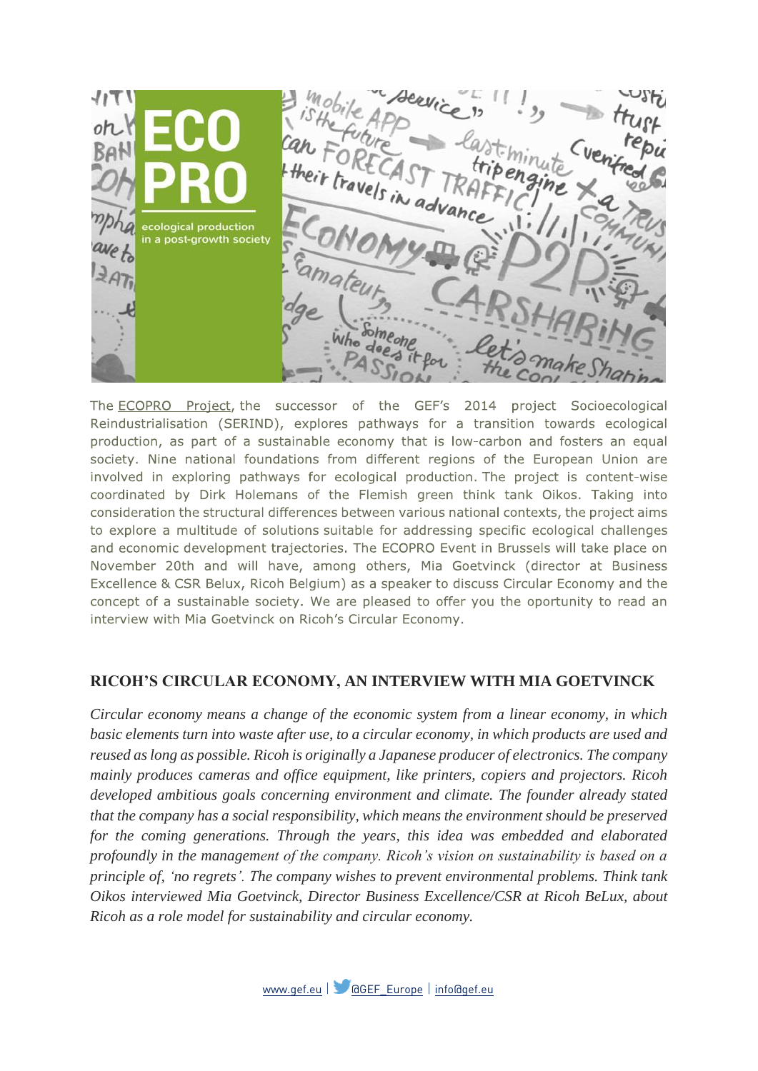The ECOPRO Project, the successor of the GEF's 2014 project Socioecological Reindustrialisation (SERIND), explores pathways for a transition towards ecological production, as part of a sustainable economy that is low-carbon and fosters an equal society. Nine national foundations from different regions of the European Union are involved in exploring pathways for ecological production. The project is content-wise coordinated by Dirk Holemans of the Flemish green think tank Oikos. Taking into consideration the structural differences between various national contexts, the project aims to explore a multitude of solutions suitable for addressing specific ecological challenges and economic development trajectories. The ECOPRO Event in Brussels will take place on November 20th and will have, among others, Mia Goetvinck (director at Business Excellence & CSR Belux, Ricoh Belgium) as a speaker to discuss Circular Economy and the concept of a sustainable society. We are pleased to offer you the oportunity to read an interview with Mia Goetvinck on Ricoh's Circular Economy.

## RICOH'S CIRCULAR ECONOMY, AN INTERVIEW WITH MIA GOETVINCK

*Circular economy means a change of the economic system from a linear economy, in which basic elements turn into waste after use, to a circular economy, in which products are used and reused as long as possible. Ricoh is originally a Japanese producer of electronics. The company mainly produces cameras and office equipment, like printers, copiers and projectors. Ricoh developed ambitious goals concerning environment and climate. The founder already stated that the company has a social responsibility, which means the environment should be preserved for the coming generations. Through the years, this idea was embedded and elaborated profoundly in the management of the company. Ricoh's vision on sustainability is based on a principle of, 'no regrets'. The company wishes to prevent environmental problems. Think tank Oikos interviewed Mia Goetvinck, Director Business Excellence/CSR at Ricoh BeLux, about Ricoh as a role model for sustainability and circular economy.*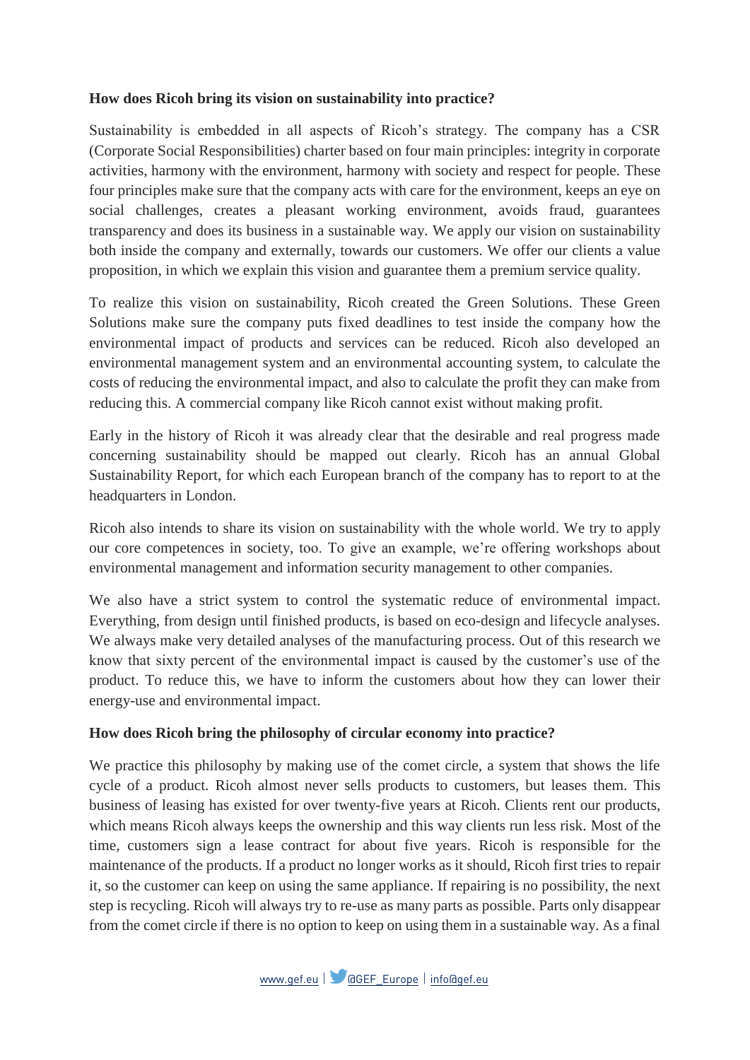**How does Ricoh bring its vision on sustainability into practice?**

Sustainability is embedded in all aspects of Ricoh's strategy. The company has a CSR (Corporate Social Responsibilities) charter based on four main principles: integrity in corporate activities, harmony with the environment, harmony with society and respect for people. These four principles make sure that the company acts with care for the environment, keeps an eye on social challenges, creates a pleasant working environment, avoids fraud, guarantees transparency and does its business in a sustainable way. We apply our vision on sustainability both inside the company and externally, towards our customers. We offer our clients a value proposition, in which we explain this vision and guarantee them a premium service quality.

To realize this vision on sustainability, Ricoh created the Green Solutions. These Green Solutions make sure the company puts fixed deadlines to test inside the company how the environmental impact of products and services can be reduced. Ricoh also developed an environmental management system and an environmental accounting system, to calculate the costs of reducing the environmental impact, and also to calculate the profit they can make from reducing this. A commercial company like Ricoh cannot exist without making profit.

Early in the history of Ricoh it was already clear that the desirable and real progress made concerning sustainability should be mapped out clearly. Ricoh has an annual Global Sustainability Report, for which each European branch of the company has to report to at the headquarters in London.

Ricoh also intends to share its vision on sustainability with the whole world. We try to apply our core competences in society, too. To give an example, we're offering workshops about environmental management and information security management to other companies.

We also have a strict system to control the systematic reduce of environmental impact. Everything, from design until finished products, is based on eco-design and lifecycle analyses. We always make very detailed analyses of the manufacturing process. Out of this research we know that sixty percent of the environmental impact is caused by the customer's use of the product. To reduce this, we have to inform the customers about how they can lower their energy-use and environmental impact.

**How does Ricoh bring the philosophy of circular economy into practice?**

We practice this philosophy by making use of the comet circle, a system that shows the life cycle of a product. Ricoh almost never sells products to customers, but leases them. This business of leasing has existed for over twenty-five years at Ricoh. Clients rent our products, which means Ricoh always keeps the ownership and this way clients run less risk. Most of the time, customers sign a lease contract for about five years. Ricoh is responsible for the maintenance of the products. If a product no longer works as it should, Ricoh first tries to repair it, so the customer can keep on using the same appliance. If repairing is no possibility, the next step is recycling. Ricoh will always try to re-use as many parts as possible. Parts only disappear from the comet circle if there is no option to keep on using them in a sustainable way. As a final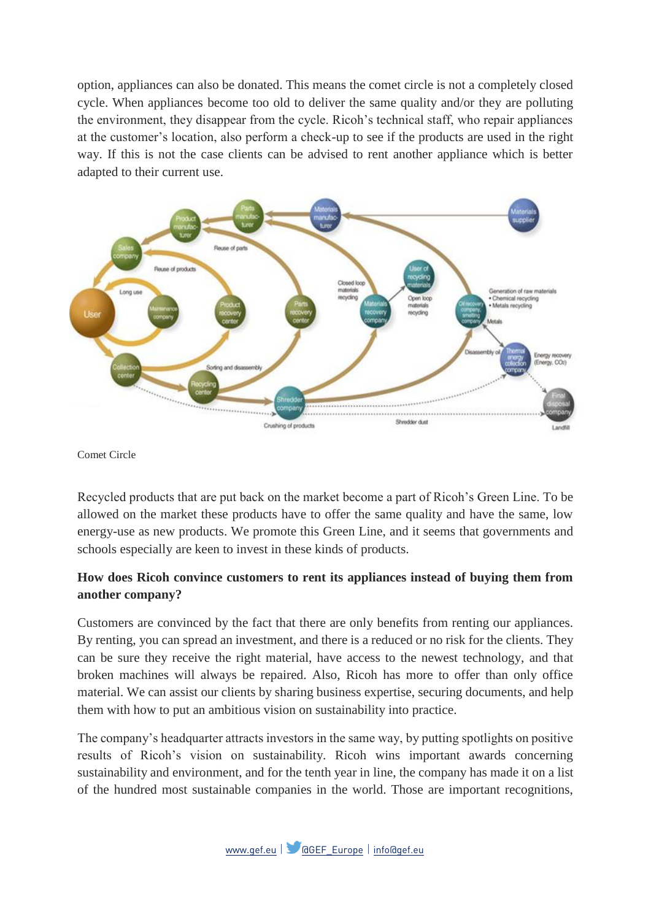option, appliances can also be donated. This means the comet circle is not a completely closed cycle. When appliances become too old to deliver the same quality and/or they are polluting the environment, they disappear from the cycle. Ricoh's technical staff, who repair appliances at the customer's location, also perform a check-up to see if the products are used in the right way. If this is not the case clients can be advised to rent another appliance which is better adapted to their current use.

Comet Circle

Recycled products that are put back on the market become a part of Ricoh's Green Line. To be allowed on the market these products have to offer the same quality and have the same, low energy-use as new products. We promote this Green Line, and it seems that governments and schools especially are keen to invest in these kinds of products.

**How does Ricoh convince customers to rent its appliances instead of buying them from another company?**

Customers are convinced by the fact that there are only benefits from renting our appliances. By renting, you can spread an investment, and there is a reduced or no risk for the clients. They can be sure they receive the right material, have access to the newest technology, and that broken machines will always be repaired. Also, Ricoh has more to offer than only office material. We can assist our clients by sharing business expertise, securing documents, and help them with how to put an ambitious vision on sustainability into practice.

The company's headquarter attracts investors in the same way, by putting spotlights on positive results of Ricoh's vision on sustainability. Ricoh wins important awards concerning sustainability and environment, and for the tenth year in line, the company has made it on a list of the hundred most sustainable companies in the world. Those are important recognitions,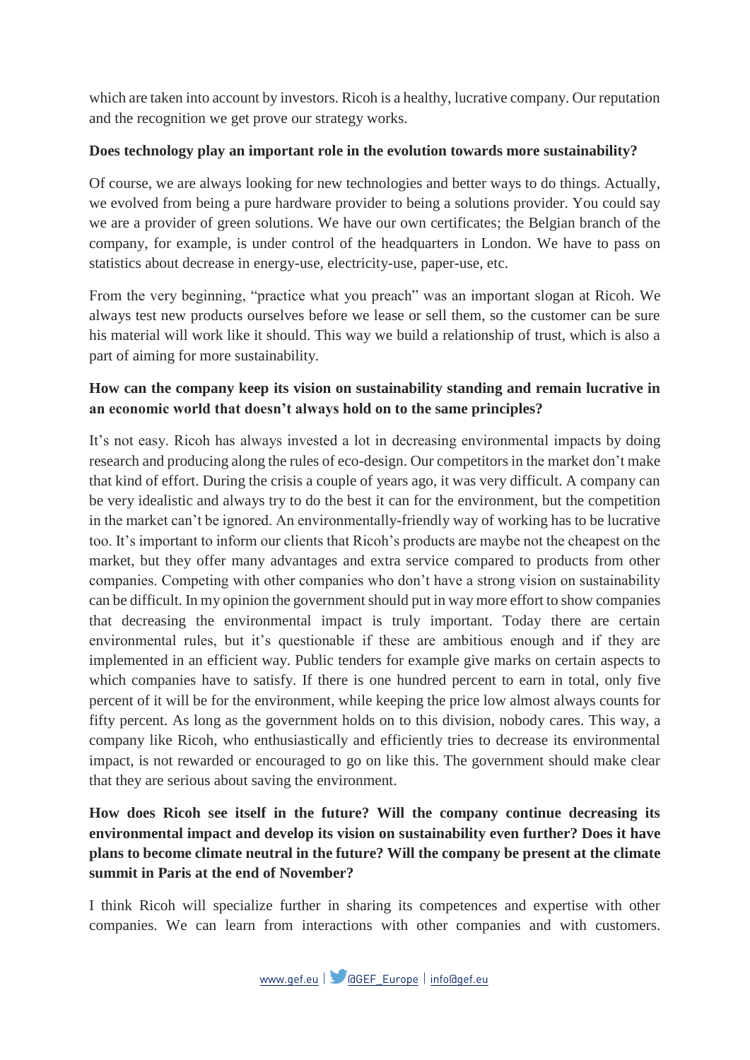which are taken into account by investors. Ricoh is a healthy, lucrative company. Our reputation and the recognition we get prove our strategy works.

**Does technology play an important role in the evolution towards more sustainability?**

Of course, we are always looking for new technologies and better ways to do things. Actually, we evolved from being a pure hardware provider to being a solutions provider. You could say we are a provider of green solutions. We have our own certificates; the Belgian branch of the company, for example, is under control of the headquarters in London. We have to pass on statistics about decrease in energy-use, electricity-use, paper-use, etc.

From the very beginning, "practice what you preach" was an important slogan at Ricoh. We always test new products ourselves before we lease or sell them, so the customer can be sure his material will work like it should. This way we build a relationship of trust, which is also a part of aiming for more sustainability.

**How can the company keep its vision on sustainability standing and remain lucrative in an economic world that doesn't always hold on to the same principles?**

It's not easy. Ricoh has always invested a lot in decreasing environmental impacts by doing research and producing along the rules of eco-design. Our competitors in the market don't make that kind of effort. During the crisis a couple of years ago, it was very difficult. A company can be very idealistic and always try to do the best it can for the environment, but the competition in the market can't be ignored. An environmentally-friendly way of working has to be lucrative too. It's important to inform our clients that Ricoh's products are maybe not the cheapest on the market, but they offer many advantages and extra service compared to products from other companies. Competing with other companies who don't have a strong vision on sustainability can be difficult. In my opinion the government should put in way more effort to show companies that decreasing the environmental impact is truly important. Today there are certain environmental rules, but it's questionable if these are ambitious enough and if they are implemented in an efficient way. Public tenders for example give marks on certain aspects to which companies have to satisfy. If there is one hundred percent to earn in total, only five percent of it will be for the environment, while keeping the price low almost always counts for fifty percent. As long as the government holds on to this division, nobody cares. This way, a company like Ricoh, who enthusiastically and efficiently tries to decrease its environmental impact, is not rewarded or encouraged to go on like this. The government should make clear that they are serious about saving the environment.

**How does Ricoh see itself in the future? Will the company continue decreasing its environmental impact and develop its vision on sustainability even further? Does it have plans to become climate neutral in the future? Will the company be present at the climate summit in Paris at the end of November?**

I think Ricoh will specialize further in sharing its competences and expertise with other companies. We can learn from interactions with other companies and with customers.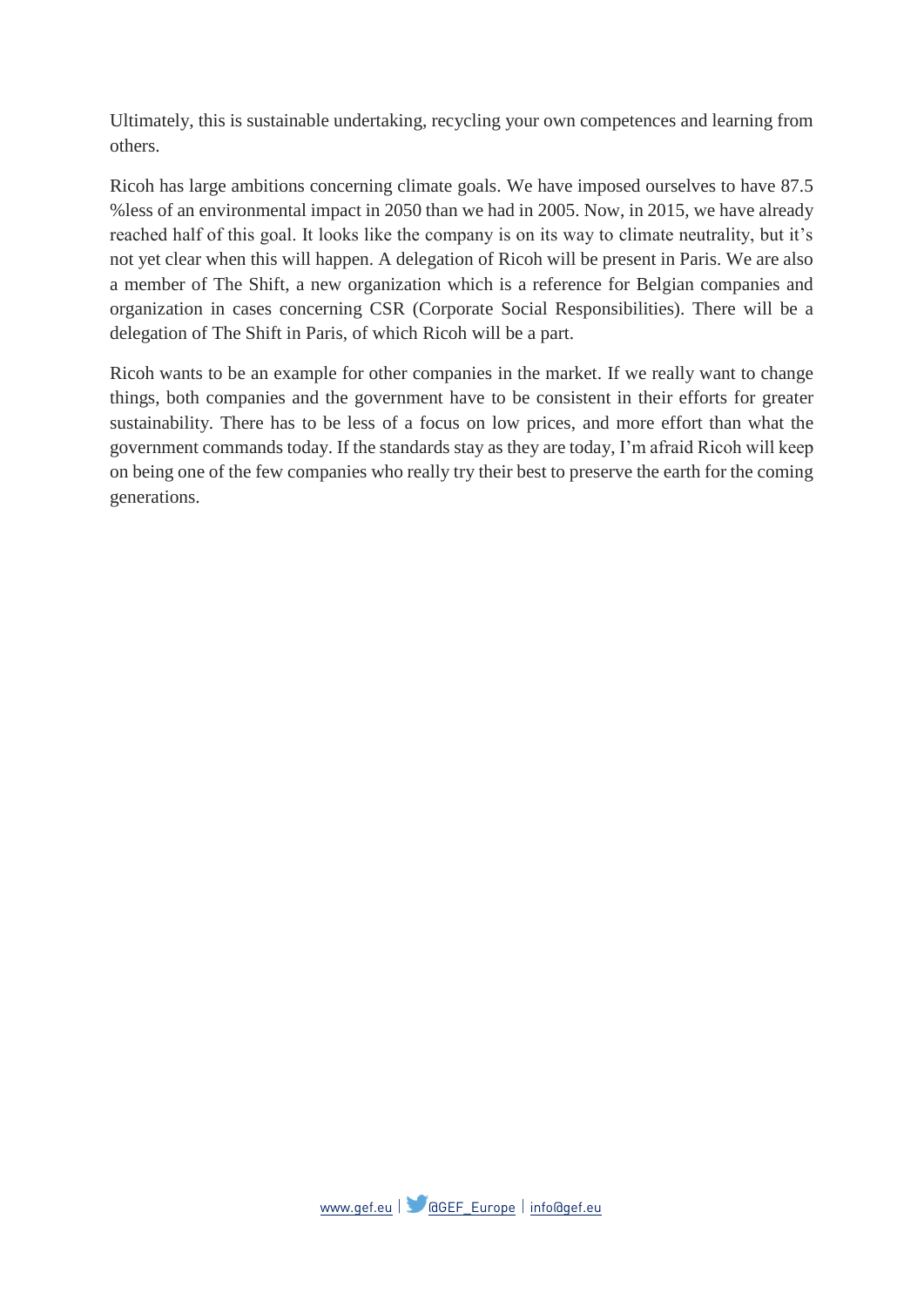Ultimately, this is sustainable undertaking, recycling your own competences and learning from others.

Ricoh has large ambitions concerning climate goals. We have imposed ourselves to have 87.5 %less of an environmental impact in 2050 than we had in 2005. Now, in 2015, we have already reached half of this goal. It looks like the company is on its way to climate neutrality, but it's not yet clear when this will happen. A delegation of Ricoh will be present in Paris. We are also a member of The Shift, a new organization which is a reference for Belgian companies and organization in cases concerning CSR (Corporate Social Responsibilities). There will be a delegation of The Shift in Paris, of which Ricoh will be a part.

Ricoh wants to be an example for other companies in the market. If we really want to change things, both companies and the government have to be consistent in their efforts for greater sustainability. There has to be less of a focus on low prices, and more effort than what the government commands today. If the standards stay as they are today, I'm afraid Ricoh will keep on being one of the few companies who really try their best to preserve the earth for the coming generations.